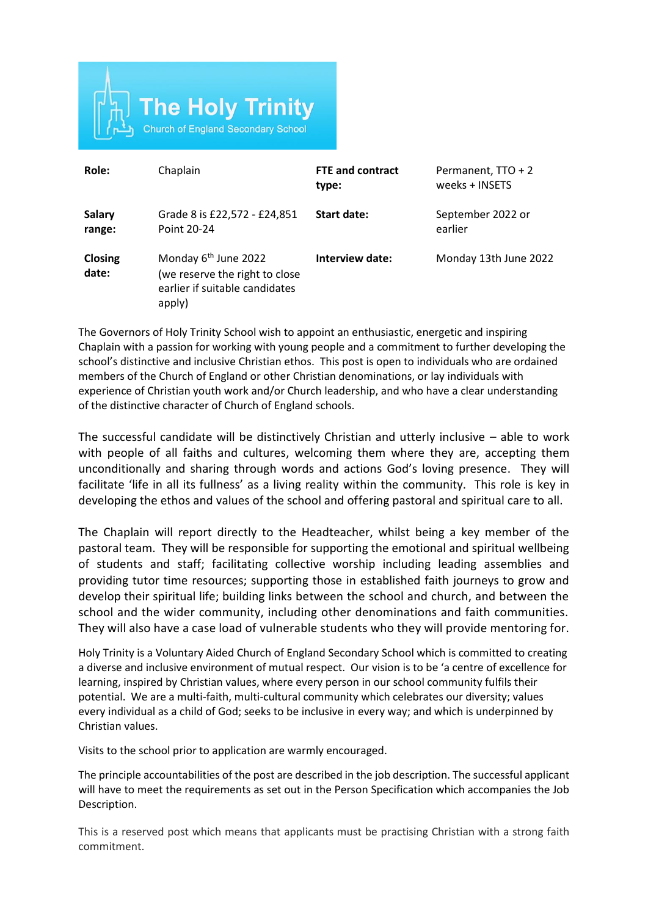# The Holy Trinity

Church of England Secondary School

| **Role:** | Chaplain | **FTE and contract type:** | Permanent, TTO + 2 weeks + INSETS |
|---|---|---|---|
| **Salary range:** | Grade 8 is £22,572 - £24,851 Point 20-24 | **Start date:** | September 2022 or earlier |
| **Closing date:** | Monday 6th June 2022 (we reserve the right to close earlier if suitable candidates apply) | **Interview date:** | Monday 13th June 2022 |

The Governors of Holy Trinity School wish to appoint an enthusiastic, energetic and inspiring Chaplain with a passion for working with young people and a commitment to further developing the school's distinctive and inclusive Christian ethos. This post is open to individuals who are ordained members of the Church of England or other Christian denominations, or lay individuals with experience of Christian youth work and/or Church leadership, and who have a clear understanding of the distinctive character of Church of England schools.

The successful candidate will be distinctively Christian and utterly inclusive – able to work with people of all faiths and cultures, welcoming them where they are, accepting them unconditionally and sharing through words and actions God's loving presence. They will facilitate 'life in all its fullness' as a living reality within the community. This role is key in developing the ethos and values of the school and offering pastoral and spiritual care to all.

The Chaplain will report directly to the Headteacher, whilst being a key member of the pastoral team. They will be responsible for supporting the emotional and spiritual wellbeing of students and staff; facilitating collective worship including leading assemblies and providing tutor time resources; supporting those in established faith journeys to grow and develop their spiritual life; building links between the school and church, and between the school and the wider community, including other denominations and faith communities. They will also have a case load of vulnerable students who they will provide mentoring for.

Holy Trinity is a Voluntary Aided Church of England Secondary School which is committed to creating a diverse and inclusive environment of mutual respect. Our vision is to be 'a centre of excellence for learning, inspired by Christian values, where every person in our school community fulfils their potential. We are a multi-faith, multi-cultural community which celebrates our diversity; values every individual as a child of God; seeks to be inclusive in every way; and which is underpinned by Christian values.

Visits to the school prior to application are warmly encouraged.

The principle accountabilities of the post are described in the job description. The successful applicant will have to meet the requirements as set out in the Person Specification which accompanies the Job Description.

This is a reserved post which means that applicants must be practising Christian with a strong faith commitment.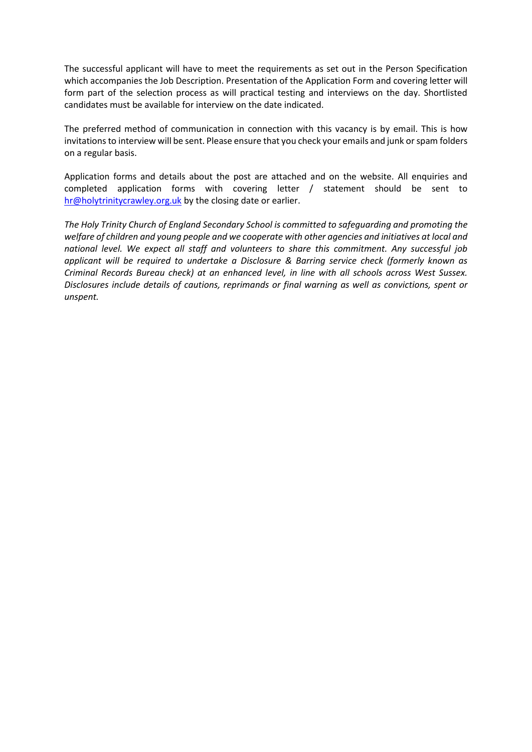The successful applicant will have to meet the requirements as set out in the Person Specification which accompanies the Job Description. Presentation of the Application Form and covering letter will form part of the selection process as will practical testing and interviews on the day. Shortlisted candidates must be available for interview on the date indicated.

The preferred method of communication in connection with this vacancy is by email. This is how invitations to interview will be sent. Please ensure that you check your emails and junk or spam folders on a regular basis.

Application forms and details about the post are attached and on the website. All enquiries and completed application forms with covering letter / statement should be sent to [hr@holytrinitycrawley.org.uk](mailto:hr@holytrinitycrawley.org.uk) by the closing date or earlier.

*The Holy Trinity Church of England Secondary School is committed to safeguarding and promoting the welfare of children and young people and we cooperate with other agencies and initiatives at local and national level. We expect all staff and volunteers to share this commitment. Any successful job applicant will be required to undertake a Disclosure & Barring service check (formerly known as Criminal Records Bureau check) at an enhanced level, in line with all schools across West Sussex. Disclosures include details of cautions, reprimands or final warning as well as convictions, spent or unspent.*